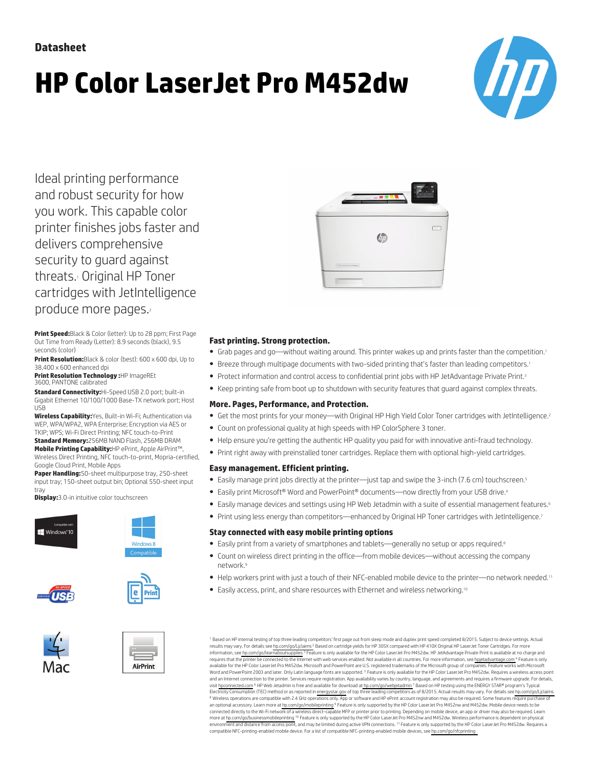Datasheet

# HP Color LaserJet Pro M452dw

Ideal printing performance and robust security for how you work. This capable color printer finishes jobs faster and delivers comprehensive security to guard against threats.[1] Original HP Toner cartridges with JetIntelligence produce more pages.[2]

**Print Speed:** Black & Color (letter): Up to 28 ppm; First Page Out Time from Ready (Letter): 8.9 seconds (black), 9.5 seconds (color)

**Print Resolution:** Black & color (best): 600 x 600 dpi, Up to 38,400 x 600 enhanced dpi

**Print Resolution Technology :** HP ImageREt 3600, PANTONE calibrated

**Standard Connectivity:** Hi-Speed USB 2.0 port; built-in Gigabit Ethernet 10/100/1000 Base-TX network port; Host USB

**Wireless Capability:** Yes, Built-in Wi-Fi; Authentication via WEP, WPA/WPA2, WPA Enterprise; Encryption via AES or TKIP; WPS; Wi-Fi Direct Printing; NFC touch-to-Print

**Standard Memory:** 256MB NAND Flash, 256MB DRAM

**Mobile Printing Capability:** HP ePrint, Apple AirPrint™, Wireless Direct Printing, NFC touch-to-print, Mopria-certified, Google Cloud Print, Mobile Apps

**Paper Handling:** 50-sheet multipurpose tray, 250-sheet input tray; 150-sheet output bin; Optional 550-sheet input tray

**Display:** 3.0-in intuitive color touchscreen

### Fast printing. Strong protection.

- Grab pages and go—without waiting around. This printer wakes up and prints faster than the competition.[1]
- Breeze through multipage documents with two-sided printing that's faster than leading competitors.[1]
- Protect information and control access to confidential print jobs with HP JetAdvantage Private Print.[3]
- Keep printing safe from boot up to shutdown with security features that guard against complex threats.

### More. Pages, Performance, and Protection.

- Get the most prints for your money—with Original HP High Yield Color Toner cartridges with JetIntelligence.[2]
- Count on professional quality at high speeds with HP ColorSphere 3 toner.
- Help ensure you're getting the authentic HP quality you paid for with innovative anti-fraud technology.
- Print right away with preinstalled toner cartridges. Replace them with optional high-yield cartridges.

### Easy management. Efficient printing.

- Easily manage print jobs directly at the printer—just tap and swipe the 3-inch (7.6 cm) touchscreen.[5]
- Easily print Microsoft® Word and PowerPoint® documents—now directly from your USB drive.[4]
- Easily manage devices and settings using HP Web Jetadmin with a suite of essential management features.[6]
- Print using less energy than competitors—enhanced by Original HP Toner cartridges with JetIntelligence.[7]

### Stay connected with easy mobile printing options

- Easily print from a variety of smartphones and tablets—generally no setup or apps required.[8]
- Count on wireless direct printing in the office—from mobile devices—without accessing the company network.[9]
- Help workers print with just a touch of their NFC-enabled mobile device to the printer—no network needed.[11]
- Easily access, print, and share resources with Ethernet and wireless networking.[10]

[1] Based on HP internal testing of top three leading competitors' first page out from sleep mode and duplex print speed completed 8/2015. Subject to device settings. Actual results may vary. For details see hp.com/go/Ljclaims [2] Based on cartridge yields for HP 305X compared with HP 410X Original HP LaserJet Toner Cartridges. For more information, see hp.com/go/learnaboutsupplies [3] Feature is only available for the HP Color LaserJet Pro M452dw. HP JetAdvantage Private Print is available at no charge and requires that the printer be connected to the Internet with web services enabled. Not available in all countries. For more information, see hpjetadvantage.com [4] Feature is only available for the HP Color LaserJet Pro M452dw. Microsoft and PowerPoint are U.S. registered trademarks of the Microsoft group of companies. Feature works with Microsoft Word and PowerPoint 2003 and later. Only Latin language fonts are supported. [5] Feature is only available for the HP Color LaserJet Pro M452dw. Requires a wireless access point and an Internet connection to the printer. Services require registration. App availability varies by country, language, and agreements and requires a firmware upgrade. For details, visit hpconnected.com [6] HP Web Jetadmin is free and available for download at hp.com/go/webjetadmin [7] Based on HP testing using the ENERGY STAR® program's Typical Electricity Consumption (TEC) method or as reported in energystar.gov of top three leading competitors as of 8/2015. Actual results may vary. For details see hp.com/go/Ljclaims [8] Wireless operations are compatible with 2.4 GHz operations only. App or software and HP ePrint account registration may also be required. Some features require purchase of an optional accessory. Learn more at hp.com/go/mobileprinting [9] Feature is only supported by the HP Color LaserJet Pro M452nw and M452dw. Mobile device needs to be connected directly to the Wi-Fi network of a wireless direct–capable MFP or printer prior to printing. Depending on mobile device, an app or driver may also be required. Learn more at hp.com/go/businessmobileprinting [10] Feature is only supported by the HP Color LaserJet Pro M452nw and M452dw. Wireless performance is dependent on physical environment and distance from access point, and may be limited during active VPN connections. [11] Feature is only supported by the HP Color LaserJet Pro M452dw. Requires a compatible NFC-printing-enabled mobile device. For a list of compatible NFC-printing-enabled mobile devices, see hp.com/go/nfcprinting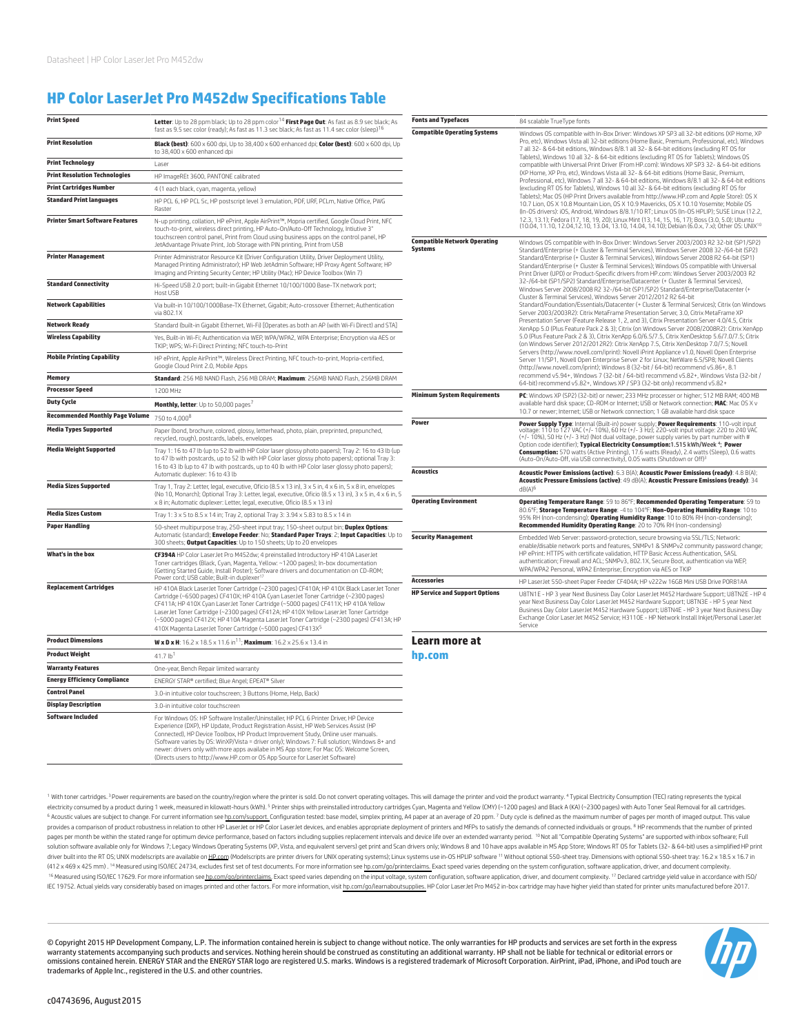# HP Color LaserJet Pro M452dw Specifications Table

| | |
|---|---|
| **Print Speed** | **Letter**: Up to 28 ppm black; Up to 28 ppm color[14] **First Page Out**: As fast as 8.9 sec black; As fast as 9.5 sec color (ready); As fast as 11.3 sec black; As fast as 11.4 sec color (sleep)[16] |
| **Print Resolution** | **Black (best)**: 600 x 600 dpi, Up to 38,400 x 600 enhanced dpi; **Color (best)**: 600 x 600 dpi, Up to 38,400 x 600 enhanced dpi |
| **Print Technology** | Laser |
| **Print Resolution Technologies** | HP ImageREt 3600, PANTONE calibrated |
| **Print Cartridges Number** | 4 (1 each black, cyan, magenta, yellow) |
| **Standard Print languages** | HP PCL 6, HP PCL 5c, HP postscript level 3 emulation, PDF, URF, PCLm, Native Office, PWG Raster |
| **Printer Smart Software Features** | N-up printing, collation, HP ePrint, Apple AirPrint™, Mopria certified, Google Cloud Print, NFC touch-to-print, wireless direct printing, HP Auto-On/Auto-Off Technology, Intuitive 3" touchscreen control panel, Print from Cloud using business apps on the control panel, HP JetAdvantage Private Print, Job Storage with PIN printing, Print from USB |
| **Printer Management** | Printer Administrator Resource Kit (Driver Configuration Utility, Driver Deployment Utility, Managed Printing Administrator); HP Web JetAdmin Software; HP Proxy Agent Software; HP Imaging and Printing Security Center; HP Utility (Mac); HP Device Toolbox (Win 7) |
| **Standard Connectivity** | Hi-Speed USB 2.0 port; built-in Gigabit Ethernet 10/100/1000 Base-TX network port; Host USB |
| **Network Capabilities** | Via built-in 10/100/1000Base-TX Ethernet, Gigabit; Auto-crossover Ethernet; Authentication via 802.1X |
| **Network Ready** | Standard (built-in Gigabit Ethernet, Wi-Fi) [Operates as both an AP (with Wi-Fi Direct) and STA] |
| **Wireless Capability** | Yes, Built-in Wi-Fi; Authentication via WEP, WPA/WPA2, WPA Enterprise; Encryption via AES or TKIP; WPS; Wi-Fi Direct Printing; NFC touch-to-Print |
| **Mobile Printing Capability** | HP ePrint, Apple AirPrint™, Wireless Direct Printing, NFC touch-to-print, Mopria-certified, Google Cloud Print 2.0, Mobile Apps |
| **Memory** | **Standard**: 256 MB NAND Flash, 256 MB DRAM; **Maximum**: 256MB NAND Flash, 256MB DRAM |
| **Processor Speed** | 1200 MHz |
| **Duty Cycle** | **Monthly, letter**: Up to 50,000 pages[7] |
| **Recommended Monthly Page Volume** | 750 to 4,000[8] |
| **Media Types Supported** | Paper (bond, brochure, colored, glossy, letterhead, photo, plain, preprinted, prepunched, recycled, rough), postcards, labels, envelopes |
| **Media Weight Supported** | Tray 1: 16 to 47 lb (up to 52 lb with HP Color laser glossy photo papers); Tray 2: 16 to 43 lb (up to 47 lb with postcards, up to 52 lb with HP Color laser glossy photo papers); optional Tray 3: 16 to 43 lb (up to 47 lb with postcards, up to 40 lb with HP Color laser glossy photo papers); Automatic duplexer: 16 to 43 lb |
| **Media Sizes Supported** | Tray 1, Tray 2: Letter, legal, executive, Oficio (8.5 x 13 in), 3 x 5 in, 4 x 6 in, 5 x 8 in, envelopes (No 10, Monarch); Optional Tray 3: Letter, legal, executive, Oficio (8.5 x 13 in), 3 x 5 in, 4 x 6 in, 5 x 8 in; Automatic duplexer: Letter, legal, executive, Oficio (8.5 x 13 in) |
| **Media Sizes Custom** | Tray 1: 3 x 5 to 8.5 x 14 in; Tray 2, optional Tray 3: 3.94 x 5.83 to 8.5 x 14 in |
| **Paper Handling** | 50-sheet multipurpose tray, 250-sheet input tray; 150-sheet output bin; **Duplex Options**: Automatic (standard); **Envelope Feeder**: No; **Standard Paper Trays**: 2; **Input Capacities**: Up to 300 sheets; **Output Capacities**: Up to 150 sheets; Up to 20 envelopes |
| **What's in the box** | **CF394A** HP Color LaserJet Pro M452dw; 4 preinstalled Introductory HP 410A LaserJet Toner cartridges (Black, Cyan, Magenta, Yellow: ~1200 pages); In-box documentation (Getting Started Guide, Install Poster); Software drivers and documentation on CD-ROM; Power cord; USB cable; Built-in duplexer[17] |
| **Replacement Cartridges** | HP 410A Black LaserJet Toner Cartridge (~2300 pages) CF410A; HP 410X Black LaserJet Toner Cartridge (~6500 pages) CF410X; HP 410A Cyan LaserJet Toner Cartridge (~2300 pages) CF411A; HP 410X Cyan LaserJet Toner Cartridge (~5000 pages) CF411X; HP 410A Yellow LaserJet Toner Cartridge (~2300 pages) CF412A; HP 410X Yellow LaserJet Toner Cartridge (~5000 pages) CF412X; HP 410A Magenta LaserJet Toner Cartridge (~2300 pages) CF413A; HP 410X Magenta LaserJet Toner Cartridge (~5000 pages) CF413X[5] |
| **Product Dimensions** | **W x D x H**: 16.2 x 18.5 x 11.6 in[11]; **Maximum**: 16.2 x 25.6 x 13.4 in |
| **Product Weight** | 41.7 lb[1] |
| **Warranty Features** | One-year, Bench Repair limited warranty |
| **Energy Efficiency Compliance** | ENERGY STAR® certified; Blue Angel; EPEAT® Silver |
| **Control Panel** | 3.0-in intuitive color touchscreen; 3 Buttons (Home, Help, Back) |
| **Display Description** | 3.0-in intuitive color touchscreen |
| **Software Included** | For Windows OS: HP Software Installer/Uninstaller, HP PCL 6 Printer Driver, HP Device Experience (DXP), HP Update, Product Registration Assist, HP Web Services Assist (HP Connected), HP Device Toolbox, HP Product Improvement Study, Online user manuals. (Software varies by OS: WinXP/Vista = driver only); Windows 7: Full solution; Windows 8+ and newer: drivers only with more apps availabe in MS App store; For Mac OS: Welcome Screen, (Directs users to http://www.HP.com or OS App Source for LaserJet Software) |
| **Fonts and Typefaces** | 84 scalable TrueType fonts |
| **Compatible Operating Systems** | Windows OS compatible with In-Box Driver: Windows XP SP3 all 32-bit editions (XP Home, XP Pro, etc), Windows Vista all 32-bit editions (Home Basic, Premium, Professional, etc), Windows 7 all 32- & 64-bit editions, Windows 8/8.1 all 32- & 64-bit editions (excluding RT OS for Tablets), Windows 10 all 32- & 64-bit editions (excluding RT OS for Tablets); Windows OS compatible with Universal Print Driver (From HP.com): Windows XP SP3 32- & 64-bit editions (XP Home, XP Pro, etc), Windows Vista all 32- & 64-bit editions (Home Basic, Premium, Professional, etc), Windows 7 all 32- & 64-bit editions, Windows 8/8.1 all 32- & 64-bit editions (excluding RT OS for Tablets), Windows 10 all 32- & 64-bit editions (excluding RT OS for Tablets); Mac OS (HP Print Drivers available from http://www.HP.com and Apple Store): OS X 10.7 Lion, OS X 10.8 Mountain Lion, OS X 10.9 Mavericks, OS X 10.10 Yosemite; Mobile OS (In-OS drivers): iOS, Android, Windows 8/8.1/10 RT; Linux OS (In-OS HPLIP): SUSE Linux (12.2, 12.3, 13.1); Fedora (17, 18, 19, 20); Linux Mint (13, 14, 15, 16, 17); Boss (3.0, 5.0); Ubuntu (10.04, 11.10, 12.04,12.10, 13.04, 13.10, 14.04, 14.10); Debian (6.0.x, 7.x); Other OS: UNIX[10] |
| **Compatible Network Operating Systems** | Windows OS compatible with In-Box Driver: Windows Server 2003/2003 R2 32-bit (SP1/SP2) Standard/Enterprise (+ Cluster & Terminal Services), Windows Server 2008 32-/64-bit (SP2) Standard/Enterprise (+ Cluster & Terminal Services), Windows Server 2008 R2 64-bit (SP1) Standard/Enterprise (+ Cluster & Terminal Services); Windows OS compatible with Universal Print Driver (UPD) or Product-Specific drivers from HP.com: Windows Server 2003/2003 R2 32-/64-bit (SP1/SP2) Standard/Enterprise/Datacenter (+ Cluster & Terminal Services), Windows Server 2008/2008 R2 32-/64-bit (SP1/SP2) Standard/Enterprise/Datacenter (+ Cluster & Terminal Services), Windows Server 2012/2012 R2 64-bit Standard/Foundation/Essentials/Datacenter (+ Cluster & Terminal Services); Citrix (on Windows Server 2003/2003R2): Citrix MetaFrame Presentation Server, 3.0, Citrix MetaFrame XP Presentation Server (Feature Release 1, 2, and 3), Citrix Presentation Server 4.0/4.5, Citrix XenApp 5.0 (Plus Feature Pack 2 & 3); Citrix (on Windows Server 2008/2008R2): Citrix XenApp 5.0 (Plus Feature Pack 2 & 3), Citrix XenApp 6.0/6.5/7.5, Citrix XenDesktop 5.6/7.0/7.5; Citrix (on Windows Server 2012/2012R2): Citrix XenApp 7.5, Citrix XenDesktop 7.0/7.5; Novell Servers (http://www.novell.com/iprint): Novell iPrint Appliance v1.0, Novell Open Enterprise Server 11/SP1, Novell Open Enterprise Server 2 for Linux; NetWare 6.5/SP8; Novell Clients (http://www.novell.com/iprint): Windows 8 (32-bit / 64-bit) recommend v5.86+, 8.1 recommend v5.94+, Windows 7 (32-bit / 64-bit) recommend v5.82+, Windows Vista (32-bit / 64-bit) recommend v5.82+, Windows XP / SP3 (32-bit only) recommend v5.82+ |
| **Minimum System Requirements** | **PC**: Windows XP (SP2) (32-bit) or newer; 233 MHz processor or higher; 512 MB RAM; 400 MB available hard disk space; CD-ROM or Internet; USB or Network connection; **MAC**: Mac OS X v 10.7 or newer; Internet; USB or Network connection; 1 GB available hard disk space |
| **Power** | **Power Supply Type**: Internal (Built-in) power supply; **Power Requirements**: 110-volt input voltage: 110 to 127 VAC (+/- 10%), 60 Hz (+/- 3 Hz); 220-volt input voltage: 220 to 240 VAC (+/- 10%), 50 Hz (+/- 3 Hz) (Not dual voltage, power supply varies by part number with # Option code identifier); **Typical Electricity Consumption**:1.515 kWh/Week[4]; **Power Consumption**: 570 watts (Active Printing), 17.6 watts (Ready), 2.4 watts (Sleep), 0.6 watts (Auto-On/Auto-Off, via USB connectivity), 0.05 watts (Shutdown or Off)[3] |
| **Acoustics** | **Acoustic Power Emissions (active)**: 6.3 B(A); **Acoustic Power Emissions (ready)**: 4.8 B(A); **Acoustic Pressure Emissions (active)**: 49 dB(A); **Acoustic Pressure Emissions (ready)**: 34 dB(A)[6] |
| **Operating Environment** | **Operating Temperature Range**: 59 to 86°F; **Recommended Operating Temperature**: 59 to 80.6°F; **Storage Temperature Range**: -4 to 104°F; **Non-Operating Humidity Range**: 10 to 95% RH (non-condensing); **Operating Humidity Range**: 10 to 80% RH (non-condensing); **Recommended Humidity Operating Range**: 20 to 70% RH (non-condensing) |
| **Security Management** | Embedded Web Server: password-protection, secure browsing via SSL/TLS; Network: enable/disable network ports and features, SNMPv1 & SNMPv2 community password change; HP ePrint: HTTPS with certificate validation, HTTP Basic Access Authentication, SASL authentication; Firewall and ACL; SNMPv3, 802.1X, Secure Boot, authentication via WEP, WPA/WPA2 Personal, WPA2 Enterprise; Encryption via AES or TKIP |
| **Accessories** | HP LaserJet 550-sheet Paper Feeder CF404A; HP v222w 16GB Mini USB Drive P0R81AA |
| **HP Service and Support Options** | U8TN1E - HP 3 year Next Business Day Color LaserJet M452 Hardware Support; U8TN2E - HP 4 year Next Business Day Color LaserJet M452 Hardware Support; U8TN3E - HP 5 year Next Business Day Color LaserJet M452 Hardware Support; U8TN4E - HP 3 year Next Business Day Exchange Color LaserJet M452 Service; H3110E - HP Network Install Inkjet/Personal LaserJet Service |

## Learn more at

**hp.com**

[1] With toner cartridges. [3] Power requirements are based on the country/region where the printer is sold. Do not convert operating voltages. This will damage the printer and void the product warranty. [4] Typical Electricity Consumption (TEC) rating represents the typical electricity consumed by a product during 1 week, measured in kilowatt-hours (kWh). [5] Printer ships with preinstalled introductory cartridges Cyan, Magenta and Yellow (CMY) (~1200 pages) and Black A (KA) (~2300 pages) with Auto Toner Seal Removal for all cartridges. [6] Acoustic values are subject to change. For current information see hp.com/support. Configuration tested: base model, simplex printing, A4 paper at an average of 20 ppm. [7] Duty cycle is defined as the maximum number of pages per month of imaged output. This value provides a comparison of product robustness in relation to other HP LaserJet or HP Color LaserJet devices, and enables appropriate deployment of printers and MFPs to satisfy the demands of connected individuals or groups. [8] HP recommends that the number of printed pages per month be within the stated range for optimum device performance, based on factors including supplies replacement intervals and device life over an extended warranty period. [10] Not all "Compatible Operating Systems" are supported with inbox software; Full solution software available only for Windows 7; Legacy Windows Operating Systems (XP, Vista, and equivalent servers) get print and Scan drivers only; Windows 8 and 10 have apps available in MS App Store; Windows RT OS for Tablets (32- & 64-bit) uses a simplified HP print driver built into the RT OS; UNIX modelscripts are available on HP.com (Modelscripts are printer drivers for UNIX operating systems); Linux systems use in-OS HPLIP software [11] Without optional 550-sheet tray. Dimensions with optional 550-sheet tray: 16.2 x 18.5 x 16.7 in (412 x 469 x 425 mm) . [14] Measured using ISO/IEC 24734, excludes first set of test documents. For more information see hp.com/go/printerclaims. Exact speed varies depending on the system configuration, software application, driver, and document complexity. [16] Measured using ISO/IEC 17629. For more information see hp.com/go/printerclaims. Exact speed varies depending on the input voltage, system configuration, software application, driver, and document complexity. [17] Declared cartridge yield value in accordance with ISO/IEC 19752. Actual yields vary considerably based on images printed and other factors. For more information, visit hp.com/go/learnaboutsupplies. HP Color LaserJet Pro M452 in-box cartridge may have higher yield than stated for printer units manufactured before 2017.

© Copyright 2015 HP Development Company, L.P. The information contained herein is subject to change without notice. The only warranties for HP products and services are set forth in the express warranty statements accompanying such products and services. Nothing herein should be construed as constituting an additional warranty. HP shall not be liable for technical or editorial errors or omissions contained herein. ENERGY STAR and the ENERGY STAR logo are registered U.S. marks. Windows is a registered trademark of Microsoft Corporation. AirPrint, iPad, iPhone, and iPod touch are trademarks of Apple Inc., registered in the U.S. and other countries.

c04743696, August 2015